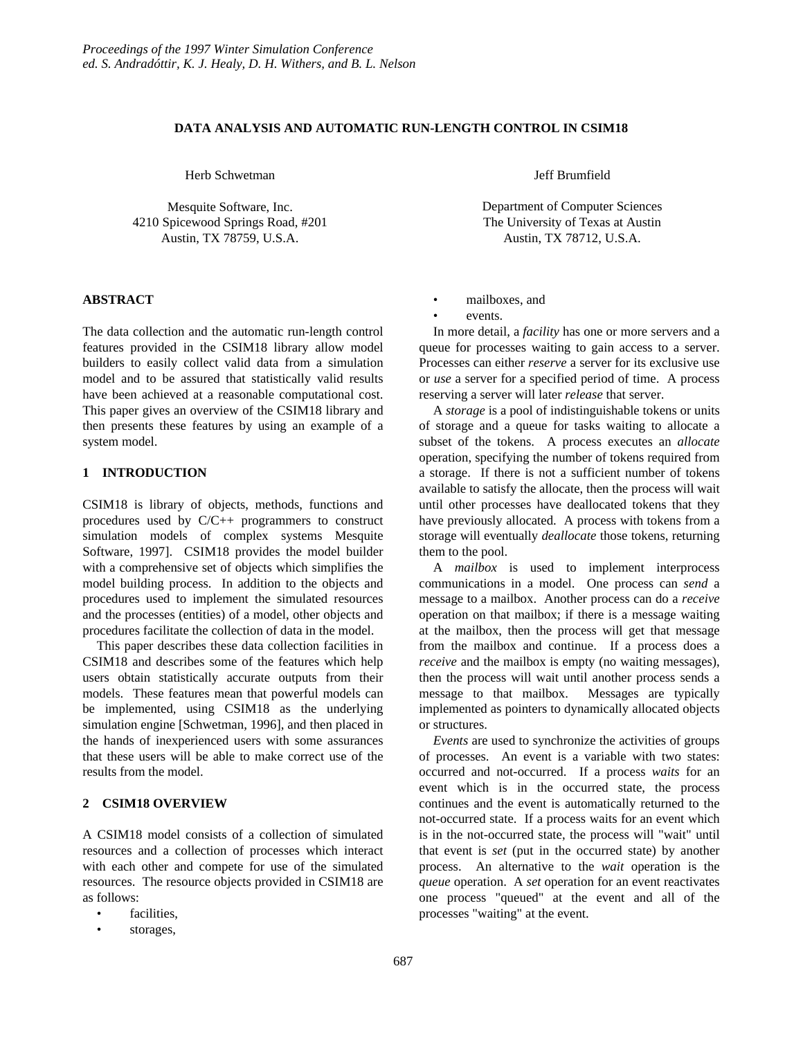# DATA ANALYSIS AND AUTOMATIC RUN-LENGTH CONTROL IN CSIM18

Herb Schwetman

Mesquite Software, Inc.
4210 Spicewood Springs Road, #201
Austin, TX 78759, U.S.A.

Jeff Brumfield

Department of Computer Sciences
The University of Texas at Austin
Austin, TX 78712, U.S.A.

## ABSTRACT

The data collection and the automatic run-length control features provided in the CSIM18 library allow model builders to easily collect valid data from a simulation model and to be assured that statistically valid results have been achieved at a reasonable computational cost. This paper gives an overview of the CSIM18 library and then presents these features by using an example of a system model.

## 1 INTRODUCTION

CSIM18 is library of objects, methods, functions and procedures used by C/C++ programmers to construct simulation models of complex systems Mesquite Software, 1997]. CSIM18 provides the model builder with a comprehensive set of objects which simplifies the model building process. In addition to the objects and procedures used to implement the simulated resources and the processes (entities) of a model, other objects and procedures facilitate the collection of data in the model.

This paper describes these data collection facilities in CSIM18 and describes some of the features which help users obtain statistically accurate outputs from their models. These features mean that powerful models can be implemented, using CSIM18 as the underlying simulation engine [Schwetman, 1996], and then placed in the hands of inexperienced users with some assurances that these users will be able to make correct use of the results from the model.

## 2 CSIM18 OVERVIEW

A CSIM18 model consists of a collection of simulated resources and a collection of processes which interact with each other and compete for use of the simulated resources. The resource objects provided in CSIM18 are as follows:

- facilities,
- storages,
- mailboxes, and
- events.

In more detail, a *facility* has one or more servers and a queue for processes waiting to gain access to a server. Processes can either *reserve* a server for its exclusive use or *use* a server for a specified period of time. A process reserving a server will later *release* that server.

A *storage* is a pool of indistinguishable tokens or units of storage and a queue for tasks waiting to allocate a subset of the tokens. A process executes an *allocate* operation, specifying the number of tokens required from a storage. If there is not a sufficient number of tokens available to satisfy the allocate, then the process will wait until other processes have deallocated tokens that they have previously allocated. A process with tokens from a storage will eventually *deallocate* those tokens, returning them to the pool.

A *mailbox* is used to implement interprocess communications in a model. One process can *send* a message to a mailbox. Another process can do a *receive* operation on that mailbox; if there is a message waiting at the mailbox, then the process will get that message from the mailbox and continue. If a process does a *receive* and the mailbox is empty (no waiting messages), then the process will wait until another process sends a message to that mailbox. Messages are typically implemented as pointers to dynamically allocated objects or structures.

*Events* are used to synchronize the activities of groups of processes. An event is a variable with two states: occurred and not-occurred. If a process *waits* for an event which is in the occurred state, the process continues and the event is automatically returned to the not-occurred state. If a process waits for an event which is in the not-occurred state, the process will "wait" until that event is *set* (put in the occurred state) by another process. An alternative to the *wait* operation is the *queue* operation. A *set* operation for an event reactivates one process "queued" at the event and all of the processes "waiting" at the event.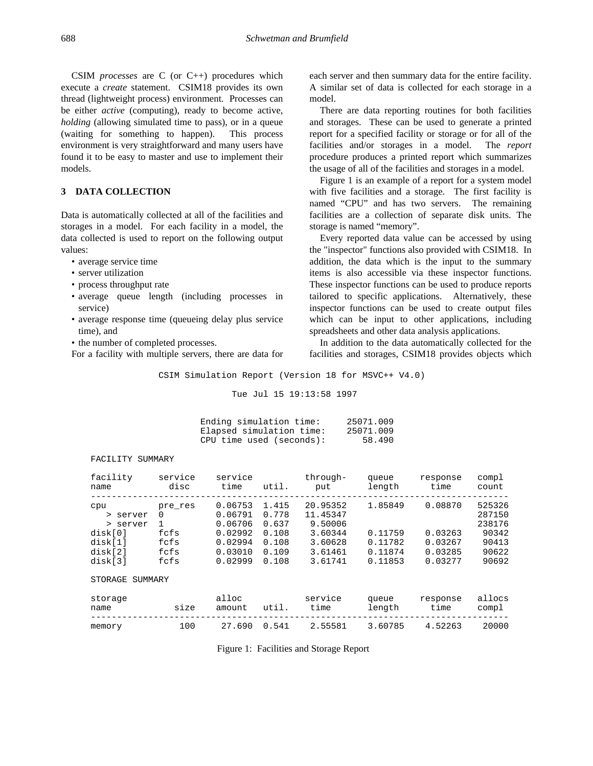CSIM *processes* are C (or C++) procedures which execute a *create* statement. CSIM18 provides its own thread (lightweight process) environment. Processes can be either *active* (computing), ready to become active, *holding* (allowing simulated time to pass), or in a queue (waiting for something to happen). This process environment is very straightforward and many users have found it to be easy to master and use to implement their models.

## 3 DATA COLLECTION

Data is automatically collected at all of the facilities and storages in a model. For each facility in a model, the data collected is used to report on the following output values:

- average service time
- server utilization
- process throughput rate
- average queue length (including processes in service)
- average response time (queueing delay plus service time), and
- the number of completed processes.

For a facility with multiple servers, there are data for each server and then summary data for the entire facility. A similar set of data is collected for each storage in a model.

There are data reporting routines for both facilities and storages. These can be used to generate a printed report for a specified facility or storage or for all of the facilities and/or storages in a model. The *report* procedure produces a printed report which summarizes the usage of all of the facilities and storages in a model.

Figure 1 is an example of a report for a system model with five facilities and a storage. The first facility is named "CPU" and has two servers. The remaining facilities are a collection of separate disk units. The storage is named "memory".

Every reported data value can be accessed by using the "inspector" functions also provided with CSIM18. In addition, the data which is the input to the summary items is also accessible via these inspector functions. These inspector functions can be used to produce reports tailored to specific applications. Alternatively, these inspector functions can be used to create output files which can be input to other applications, including spreadsheets and other data analysis applications.

In addition to the data automatically collected for the facilities and storages, CSIM18 provides objects which

```
                CSIM Simulation Report (Version 18 for MSVC++ V4.0)

                              Tue Jul 15 19:13:58 1997

                       Ending simulation time:     25071.009
                       Elapsed simulation time:    25071.009
                       CPU time used (seconds):       58.490

  FACILITY SUMMARY

  facility      service    service         through-     queue     response   compl
  name            disc       time   util.     put       length      time     count
  -------------------------------------------------------------------------------
  cpu           pre_res    0.06753  1.415  20.95352    1.85849    0.08870   525326
     > server   0          0.06791  0.778  11.45347                         287150
     > server   1          0.06706  0.637   9.50006                         238176
  disk[0]       fcfs       0.02992  0.108   3.60344    0.11759    0.03263    90342
  disk[1]       fcfs       0.02994  0.108   3.60628    0.11782    0.03267    90413
  disk[2]       fcfs       0.03010  0.109   3.61461    0.11874    0.03285    90622
  disk[3]       fcfs       0.02999  0.108   3.61741    0.11853    0.03277    90692

  STORAGE SUMMARY

  storage                  alloc           service     queue     response   allocs
  name            size     amount   util.    time      length      time     compl
  -------------------------------------------------------------------------------
  memory           100     27.690  0.541   2.55581    3.60785    4.52263    20000
```

Figure 1: Facilities and Storage Report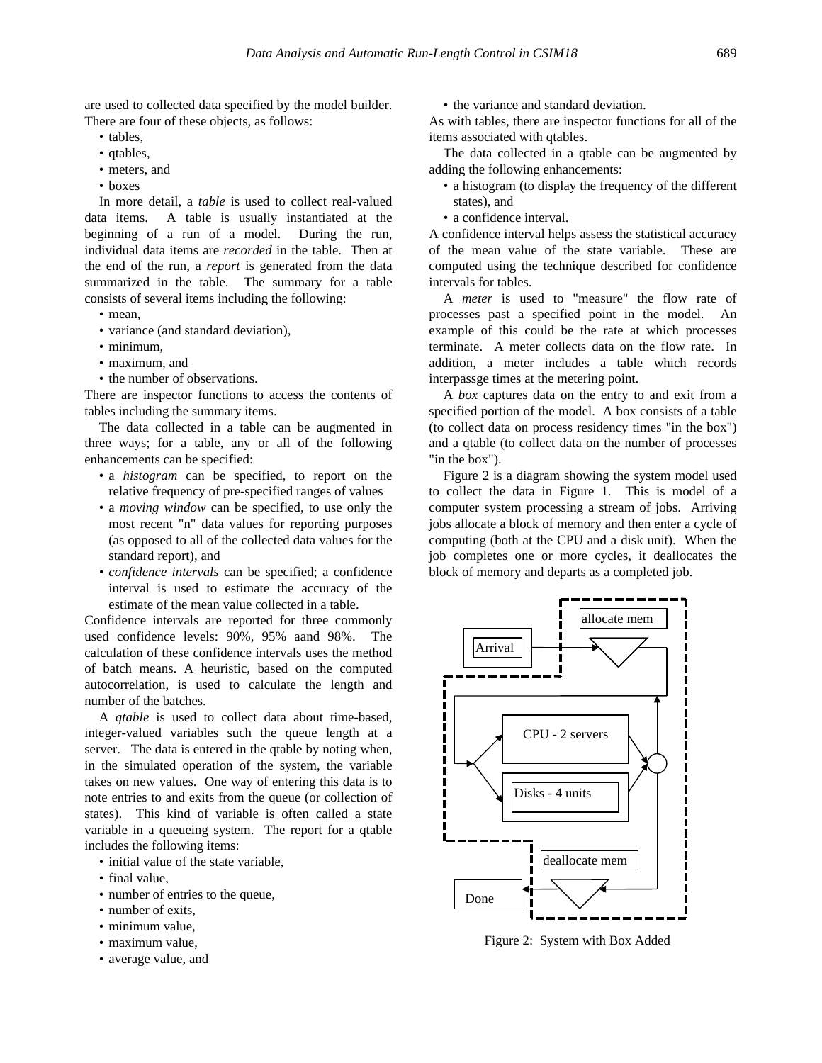are used to collected data specified by the model builder. There are four of these objects, as follows:

- tables,
- qtables,
- meters, and
- boxes

In more detail, a *table* is used to collect real-valued data items. A table is usually instantiated at the beginning of a run of a model. During the run, individual data items are *recorded* in the table. Then at the end of the run, a *report* is generated from the data summarized in the table. The summary for a table consists of several items including the following:

- mean,
- variance (and standard deviation),
- minimum,
- maximum, and
- the number of observations.

There are inspector functions to access the contents of tables including the summary items.

The data collected in a table can be augmented in three ways; for a table, any or all of the following enhancements can be specified:

- a *histogram* can be specified, to report on the relative frequency of pre-specified ranges of values
- a *moving window* can be specified, to use only the most recent "n" data values for reporting purposes (as opposed to all of the collected data values for the standard report), and
- *confidence intervals* can be specified; a confidence interval is used to estimate the accuracy of the estimate of the mean value collected in a table.

Confidence intervals are reported for three commonly used confidence levels: 90%, 95% aand 98%. The calculation of these confidence intervals uses the method of batch means. A heuristic, based on the computed autocorrelation, is used to calculate the length and number of the batches.

A *qtable* is used to collect data about time-based, integer-valued variables such the queue length at a server. The data is entered in the qtable by noting when, in the simulated operation of the system, the variable takes on new values. One way of entering this data is to note entries to and exits from the queue (or collection of states). This kind of variable is often called a state variable in a queueing system. The report for a qtable includes the following items:

- initial value of the state variable,
- final value,
- number of entries to the queue,
- number of exits,
- minimum value,
- maximum value,
- average value, and
- the variance and standard deviation.

As with tables, there are inspector functions for all of the items associated with qtables.

The data collected in a qtable can be augmented by adding the following enhancements:

- a histogram (to display the frequency of the different states), and
- a confidence interval.

A confidence interval helps assess the statistical accuracy of the mean value of the state variable. These are computed using the technique described for confidence intervals for tables.

A *meter* is used to "measure" the flow rate of processes past a specified point in the model. An example of this could be the rate at which processes terminate. A meter collects data on the flow rate. In addition, a meter includes a table which records interpassge times at the metering point.

A *box* captures data on the entry to and exit from a specified portion of the model. A box consists of a table (to collect data on process residency times "in the box") and a qtable (to collect data on the number of processes "in the box").

Figure 2 is a diagram showing the system model used to collect the data in Figure 1. This is model of a computer system processing a stream of jobs. Arriving jobs allocate a block of memory and then enter a cycle of computing (both at the CPU and a disk unit). When the job completes one or more cycles, it deallocates the block of memory and departs as a completed job.

allocate mem

Arrival

CPU - 2 servers

Disks - 4 units

deallocate mem

Done

Figure 2: System with Box Added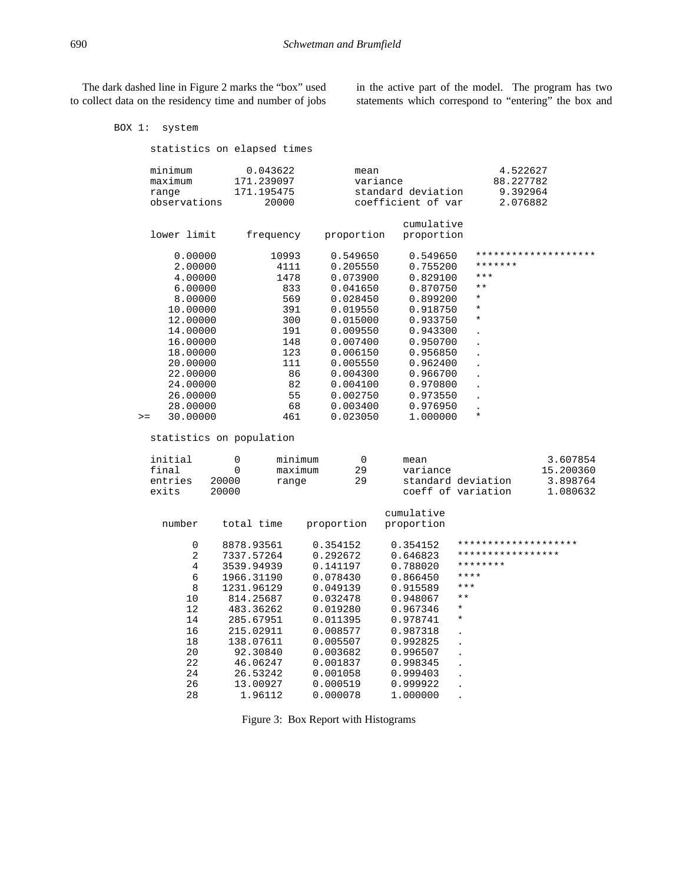The dark dashed line in Figure 2 marks the "box" used to collect data on the residency time and number of jobs in the active part of the model. The program has two statements which correspond to "entering" the box and

```
BOX 1:  system

      statistics on elapsed times

      minimum        0.043622          mean                      4.522627
      maximum      171.239097          variance                 88.227782
      range        171.195475          standard deviation        9.392964
      observations      20000          coefficient of var        2.076882

                                               cumulative
      lower limit     frequency    proportion   proportion

          0.00000         10993     0.549650     0.549650    ********************
          2.00000          4111     0.205550     0.755200    *******
          4.00000          1478     0.073900     0.829100    ***
          6.00000           833     0.041650     0.870750    **
          8.00000           569     0.028450     0.899200    *
         10.00000           391     0.019550     0.918750    *
         12.00000           300     0.015000     0.933750    *
         14.00000           191     0.009550     0.943300    .
         16.00000           148     0.007400     0.950700    .
         18.00000           123     0.006150     0.956850    .
         20.00000           111     0.005550     0.962400    .
         22.00000            86     0.004300     0.966700    .
         24.00000            82     0.004100     0.970800    .
         26.00000            55     0.002750     0.973550    .
         28.00000            68     0.003400     0.976950    .
    >=   30.00000           461     0.023050     1.000000    *

      statistics on population

      initial       0      minimum       0      mean                   3.607854
      final         0      maximum      29      variance              15.200360
      entries   20000      range        29      standard deviation     3.898764
      exits     20000                           coeff of variation     1.080632

                                            cumulative
        number    total time    proportion   proportion

            0     8878.93561     0.354152     0.354152   ********************
            2     7337.57264     0.292672     0.646823   *****************
            4     3539.94939     0.141197     0.788020   ********
            6     1966.31190     0.078430     0.866450   ****
            8     1231.96129     0.049139     0.915589   ***
           10      814.25687     0.032478     0.948067   **
           12      483.36262     0.019280     0.967346   *
           14      285.67951     0.011395     0.978741   *
           16      215.02911     0.008577     0.987318   .
           18      138.07611     0.005507     0.992825   .
           20       92.30840     0.003682     0.996507   .
           22       46.06247     0.001837     0.998345   .
           24       26.53242     0.001058     0.999403   .
           26       13.00927     0.000519     0.999922   .
           28        1.96112     0.000078     1.000000   .
```

Figure 3: Box Report with Histograms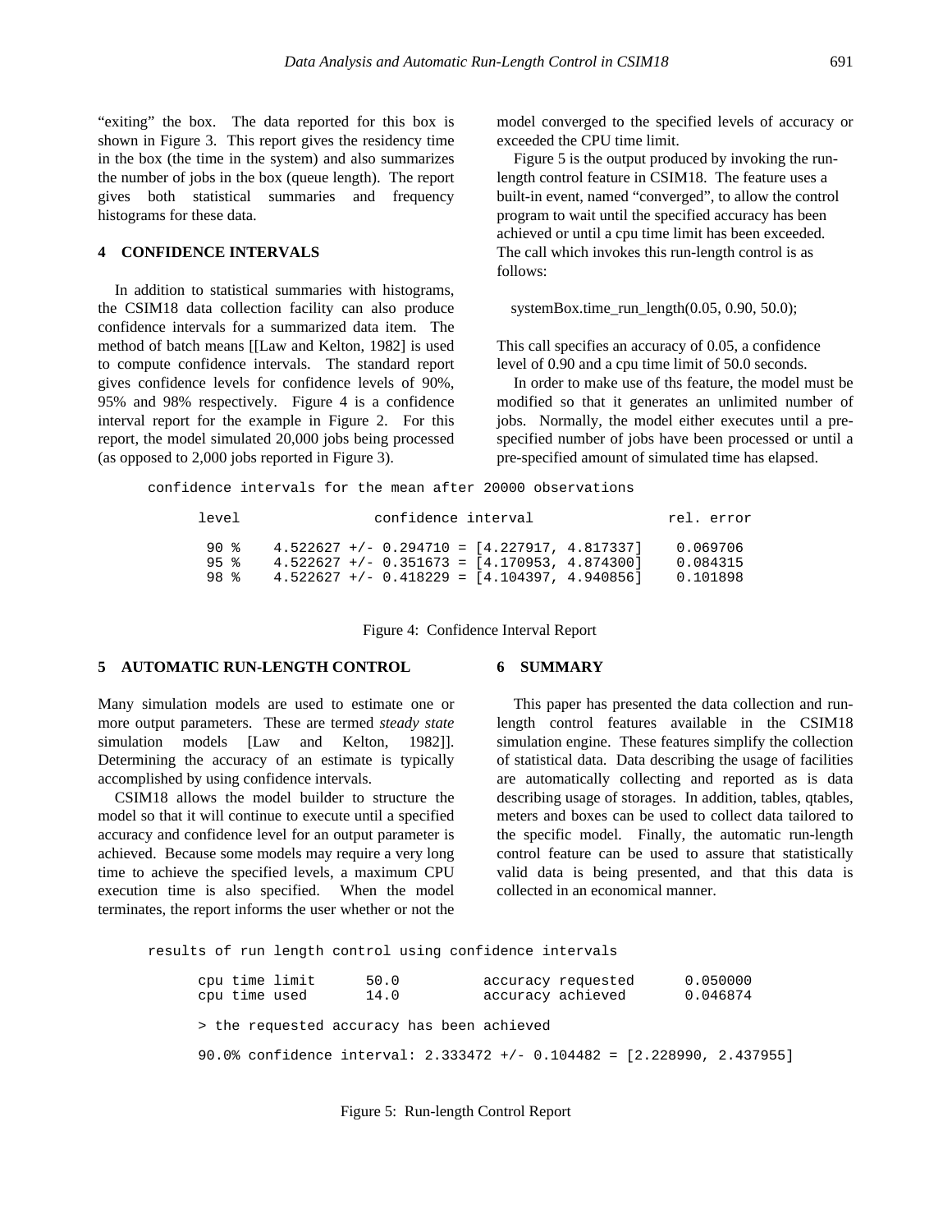"exiting" the box. The data reported for this box is shown in Figure 3. This report gives the residency time in the box (the time in the system) and also summarizes the number of jobs in the box (queue length). The report gives both statistical summaries and frequency histograms for these data.

## 4 CONFIDENCE INTERVALS

In addition to statistical summaries with histograms, the CSIM18 data collection facility can also produce confidence intervals for a summarized data item. The method of batch means [[Law and Kelton, 1982] is used to compute confidence intervals. The standard report gives confidence levels for confidence levels of 90%, 95% and 98% respectively. Figure 4 is a confidence interval report for the example in Figure 2. For this report, the model simulated 20,000 jobs being processed (as opposed to 2,000 jobs reported in Figure 3).

```
confidence intervals for the mean after 20000 observations

      level              confidence interval                rel. error

       90 %    4.522627 +/- 0.294710 = [4.227917, 4.817337]    0.069706
       95 %    4.522627 +/- 0.351673 = [4.170953, 4.874300]    0.084315
       98 %    4.522627 +/- 0.418229 = [4.104397, 4.940856]    0.101898
```

Figure 4: Confidence Interval Report

## 5 AUTOMATIC RUN-LENGTH CONTROL

Many simulation models are used to estimate one or more output parameters. These are termed *steady state* simulation models [Law and Kelton, 1982]]. Determining the accuracy of an estimate is typically accomplished by using confidence intervals.

CSIM18 allows the model builder to structure the model so that it will continue to execute until a specified accuracy and confidence level for an output parameter is achieved. Because some models may require a very long time to achieve the specified levels, a maximum CPU execution time is also specified. When the model terminates, the report informs the user whether or not the model converged to the specified levels of accuracy or exceeded the CPU time limit.

Figure 5 is the output produced by invoking the run-length control feature in CSIM18. The feature uses a built-in event, named "converged", to allow the control program to wait until the specified accuracy has been achieved or until a cpu time limit has been exceeded. The call which invokes this run-length control is as follows:

```
systemBox.time_run_length(0.05, 0.90, 50.0);
```

This call specifies an accuracy of 0.05, a confidence level of 0.90 and a cpu time limit of 50.0 seconds.

In order to make use of ths feature, the model must be modified so that it generates an unlimited number of jobs. Normally, the model either executes until a pre-specified number of jobs have been processed or until a pre-specified amount of simulated time has elapsed.

## 6 SUMMARY

This paper has presented the data collection and run-length control features available in the CSIM18 simulation engine. These features simplify the collection of statistical data. Data describing the usage of facilities are automatically collecting and reported as is data describing usage of storages. In addition, tables, qtables, meters and boxes can be used to collect data tailored to the specific model. Finally, the automatic run-length control feature can be used to assure that statistically valid data is being presented, and that this data is collected in an economical manner.

```
results of run length control using confidence intervals

      cpu time limit      50.0          accuracy requested      0.050000
      cpu time used       14.0          accuracy achieved       0.046874

      > the requested accuracy has been achieved

      90.0% confidence interval: 2.333472 +/- 0.104482 = [2.228990, 2.437955]
```

Figure 5: Run-length Control Report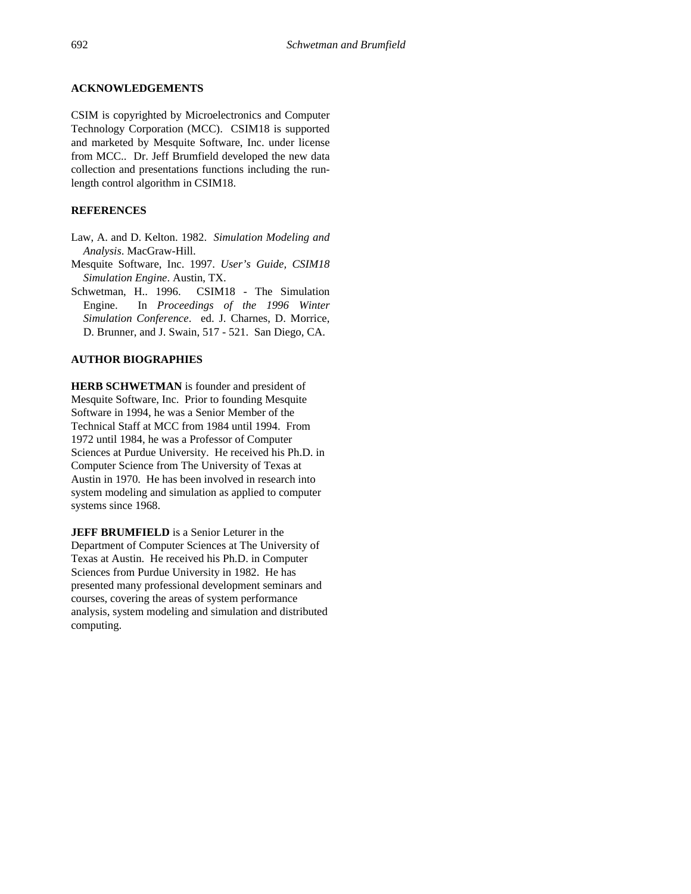## ACKNOWLEDGEMENTS

CSIM is copyrighted by Microelectronics and Computer Technology Corporation (MCC). CSIM18 is supported and marketed by Mesquite Software, Inc. under license from MCC.. Dr. Jeff Brumfield developed the new data collection and presentations functions including the run-length control algorithm in CSIM18.

## REFERENCES

Law, A. and D. Kelton. 1982. *Simulation Modeling and Analysis*. MacGraw-Hill.

Mesquite Software, Inc. 1997. *User's Guide, CSIM18 Simulation Engine*. Austin, TX.

Schwetman, H.. 1996. CSIM18 - The Simulation Engine. In *Proceedings of the 1996 Winter Simulation Conference*. ed. J. Charnes, D. Morrice, D. Brunner, and J. Swain, 517 - 521. San Diego, CA.

## AUTHOR BIOGRAPHIES

**HERB SCHWETMAN** is founder and president of Mesquite Software, Inc. Prior to founding Mesquite Software in 1994, he was a Senior Member of the Technical Staff at MCC from 1984 until 1994. From 1972 until 1984, he was a Professor of Computer Sciences at Purdue University. He received his Ph.D. in Computer Science from The University of Texas at Austin in 1970. He has been involved in research into system modeling and simulation as applied to computer systems since 1968.

**JEFF BRUMFIELD** is a Senior Leturer in the Department of Computer Sciences at The University of Texas at Austin. He received his Ph.D. in Computer Sciences from Purdue University in 1982. He has presented many professional development seminars and courses, covering the areas of system performance analysis, system modeling and simulation and distributed computing.